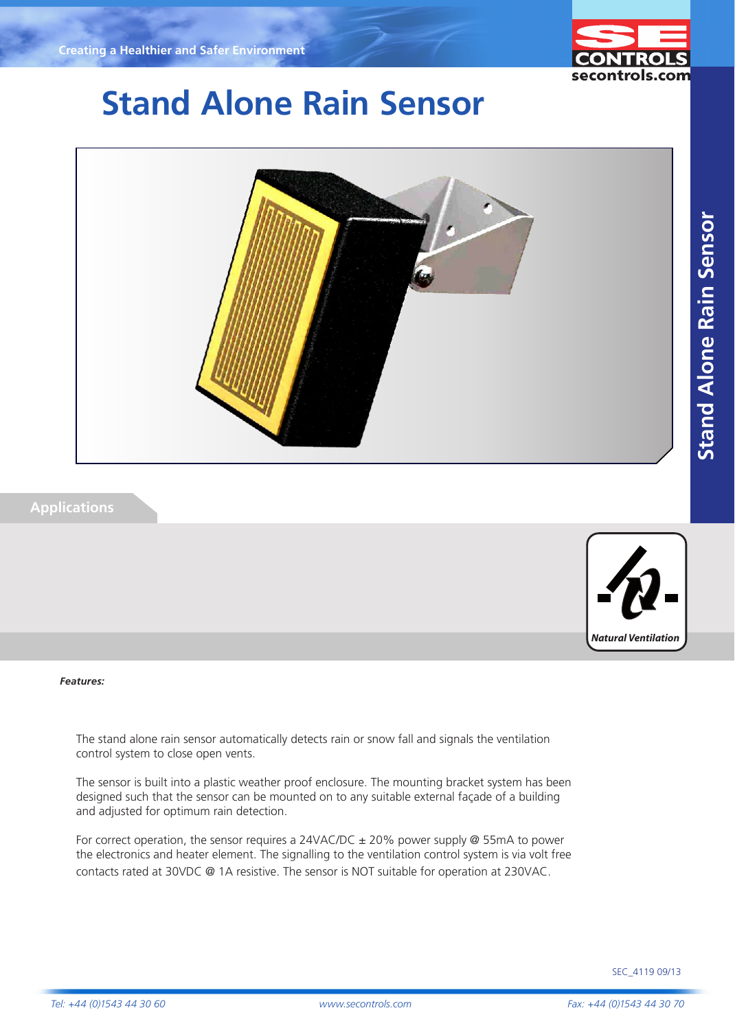Creating a Healthier and Safer Environment

# Stand Alone Rain Sensor

## Applications

Natural Ventilation

***Features:***

The stand alone rain sensor automatically detects rain or snow fall and signals the ventilation control system to close open vents.

The sensor is built into a plastic weather proof enclosure. The mounting bracket system has been designed such that the sensor can be mounted on to any suitable external façade of a building and adjusted for optimum rain detection.

For correct operation, the sensor requires a 24VAC/DC ± 20% power supply @ 55mA to power the electronics and heater element. The signalling to the ventilation control system is via volt free contacts rated at 30VDC @ 1A resistive. The sensor is NOT suitable for operation at 230VAC.

SEC_4119 09/13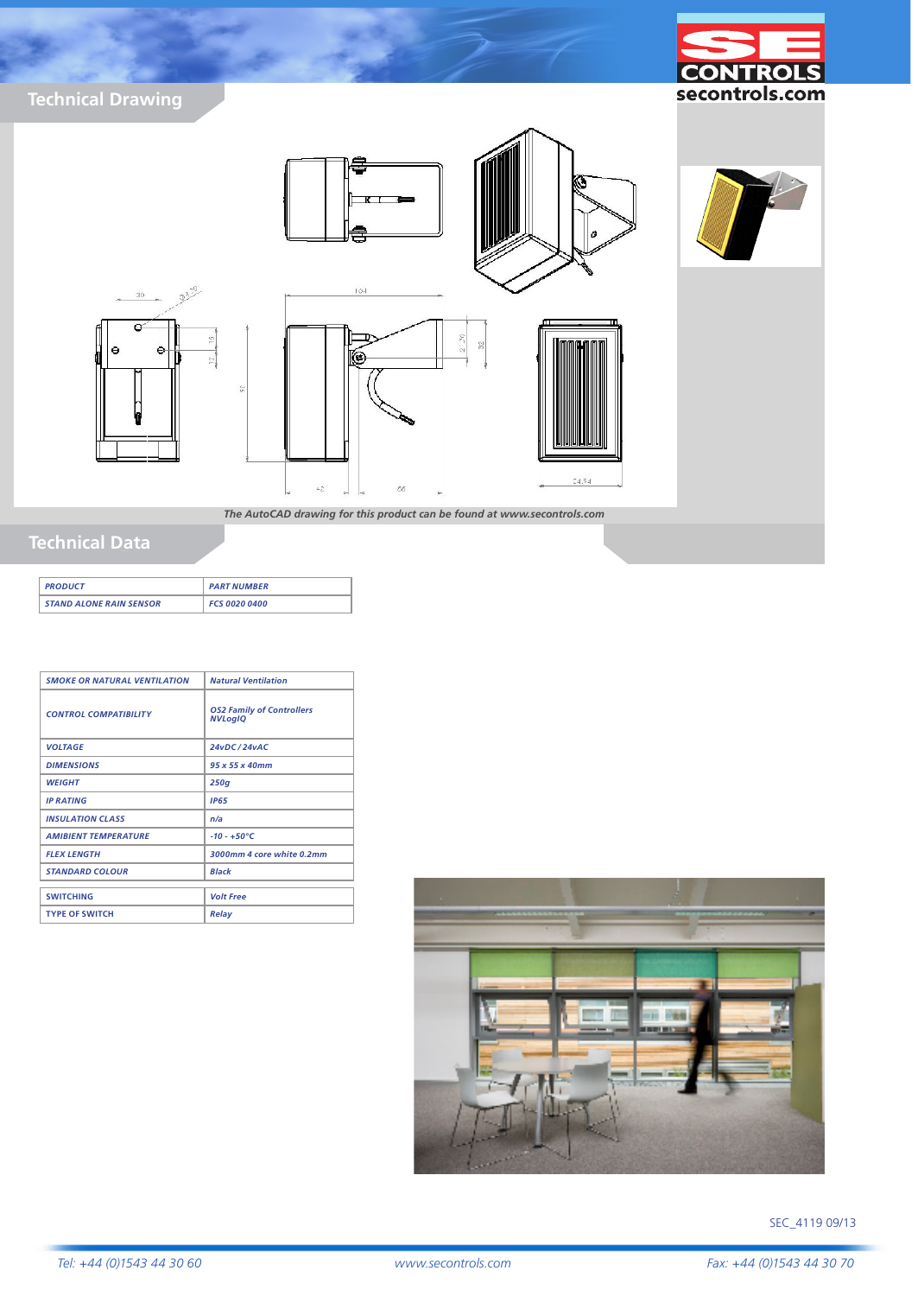## Technical Drawing

*The AutoCAD drawing for this product can be found at www.secontrols.com*

## Technical Data

| PRODUCT | PART NUMBER |
|---|---|
| STAND ALONE RAIN SENSOR | FCS 0020 0400 |

| | |
|---|---|
| SMOKE OR NATURAL VENTILATION | Natural Ventilation |
| CONTROL COMPATIBILITY | OS2 Family of Controllers NVLogIQ |
| VOLTAGE | 24vDC / 24vAC |
| DIMENSIONS | 95 x 55 x 40mm |
| WEIGHT | 250g |
| IP RATING | IP65 |
| INSULATION CLASS | n/a |
| AMIBIENT TEMPERATURE | -10 - +50°C |
| FLEX LENGTH | 3000mm 4 core white 0.2mm |
| STANDARD COLOUR | Black |

| | |
|---|---|
| SWITCHING | Volt Free |
| TYPE OF SWITCH | Relay |

SEC_4119 09/13

Tel: +44 (0)1543 44 30 60 www.secontrols.com Fax: +44 (0)1543 44 30 70